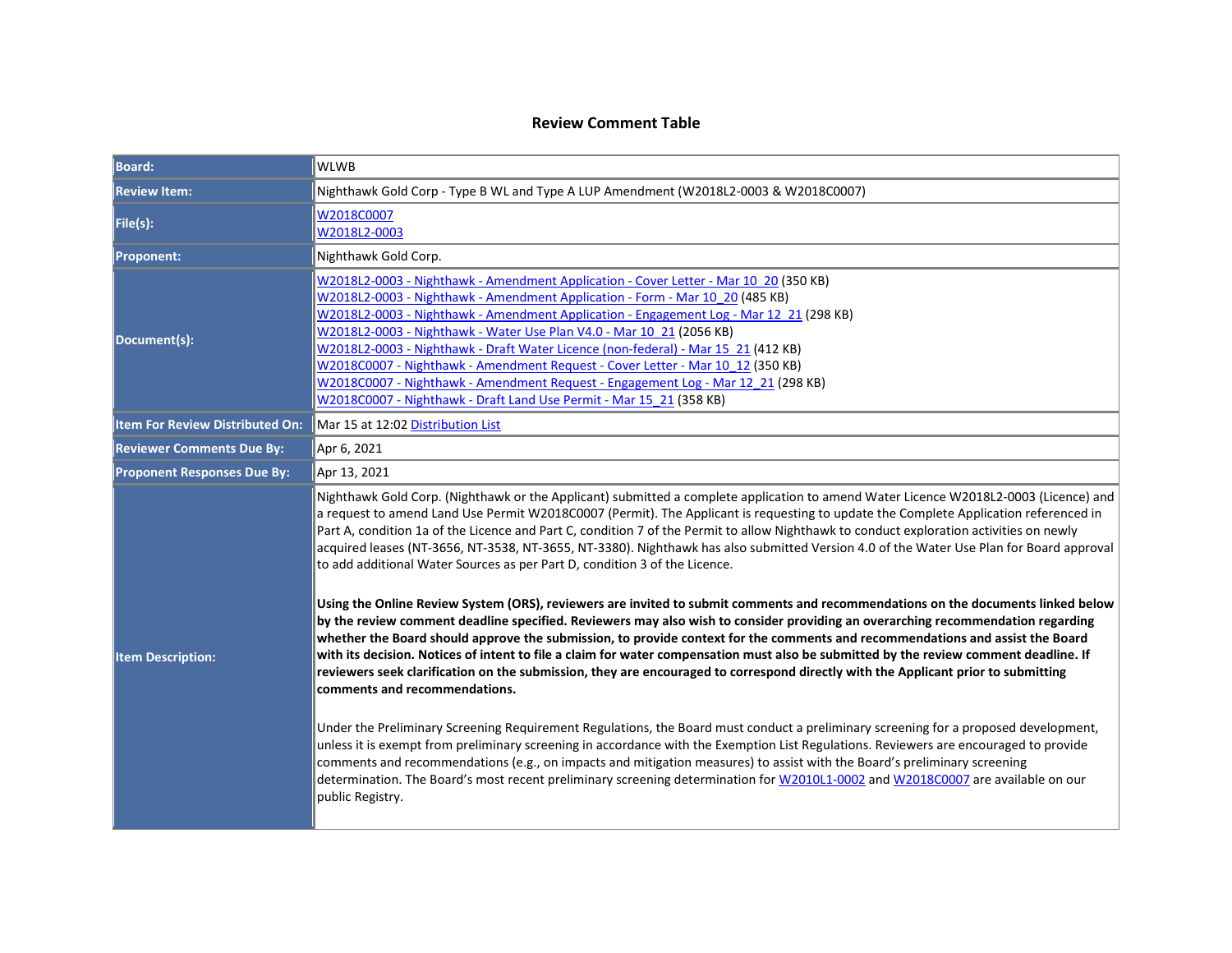# Review Comment Table

| | |
|---|---|
| **Board:** | WLWB |
| **Review Item:** | Nighthawk Gold Corp - Type B WL and Type A LUP Amendment (W2018L2-0003 & W2018C0007) |
| **File(s):** | W2018C0007<br>W2018L2-0003 |
| **Proponent:** | Nighthawk Gold Corp. |
| **Document(s):** | W2018L2-0003 - Nighthawk - Amendment Application - Cover Letter - Mar 10_20 (350 KB)<br>W2018L2-0003 - Nighthawk - Amendment Application - Form - Mar 10_20 (485 KB)<br>W2018L2-0003 - Nighthawk - Amendment Application - Engagement Log - Mar 12_21 (298 KB)<br>W2018L2-0003 - Nighthawk - Water Use Plan V4.0 - Mar 10_21 (2056 KB)<br>W2018L2-0003 - Nighthawk - Draft Water Licence (non-federal) - Mar 15_21 (412 KB)<br>W2018C0007 - Nighthawk - Amendment Request - Cover Letter - Mar 10_12 (350 KB)<br>W2018C0007 - Nighthawk - Amendment Request - Engagement Log - Mar 12_21 (298 KB)<br>W2018C0007 - Nighthawk - Draft Land Use Permit - Mar 15_21 (358 KB) |
| **Item For Review Distributed On:** | Mar 15 at 12:02 Distribution List |
| **Reviewer Comments Due By:** | Apr 6, 2021 |
| **Proponent Responses Due By:** | Apr 13, 2021 |
| **Item Description:** | Nighthawk Gold Corp. (Nighthawk or the Applicant) submitted a complete application to amend Water Licence W2018L2-0003 (Licence) and a request to amend Land Use Permit W2018C0007 (Permit). The Applicant is requesting to update the Complete Application referenced in Part A, condition 1a of the Licence and Part C, condition 7 of the Permit to allow Nighthawk to conduct exploration activities on newly acquired leases (NT-3656, NT-3538, NT-3655, NT-3380). Nighthawk has also submitted Version 4.0 of the Water Use Plan for Board approval to add additional Water Sources as per Part D, condition 3 of the Licence.<br><br>**Using the Online Review System (ORS), reviewers are invited to submit comments and recommendations on the documents linked below by the review comment deadline specified. Reviewers may also wish to consider providing an overarching recommendation regarding whether the Board should approve the submission, to provide context for the comments and recommendations and assist the Board with its decision. Notices of intent to file a claim for water compensation must also be submitted by the review comment deadline. If reviewers seek clarification on the submission, they are encouraged to correspond directly with the Applicant prior to submitting comments and recommendations.**<br><br>Under the Preliminary Screening Requirement Regulations, the Board must conduct a preliminary screening for a proposed development, unless it is exempt from preliminary screening in accordance with the Exemption List Regulations. Reviewers are encouraged to provide comments and recommendations (e.g., on impacts and mitigation measures) to assist with the Board's preliminary screening determination. The Board's most recent preliminary screening determination for W2010L1-0002 and W2018C0007 are available on our public Registry. |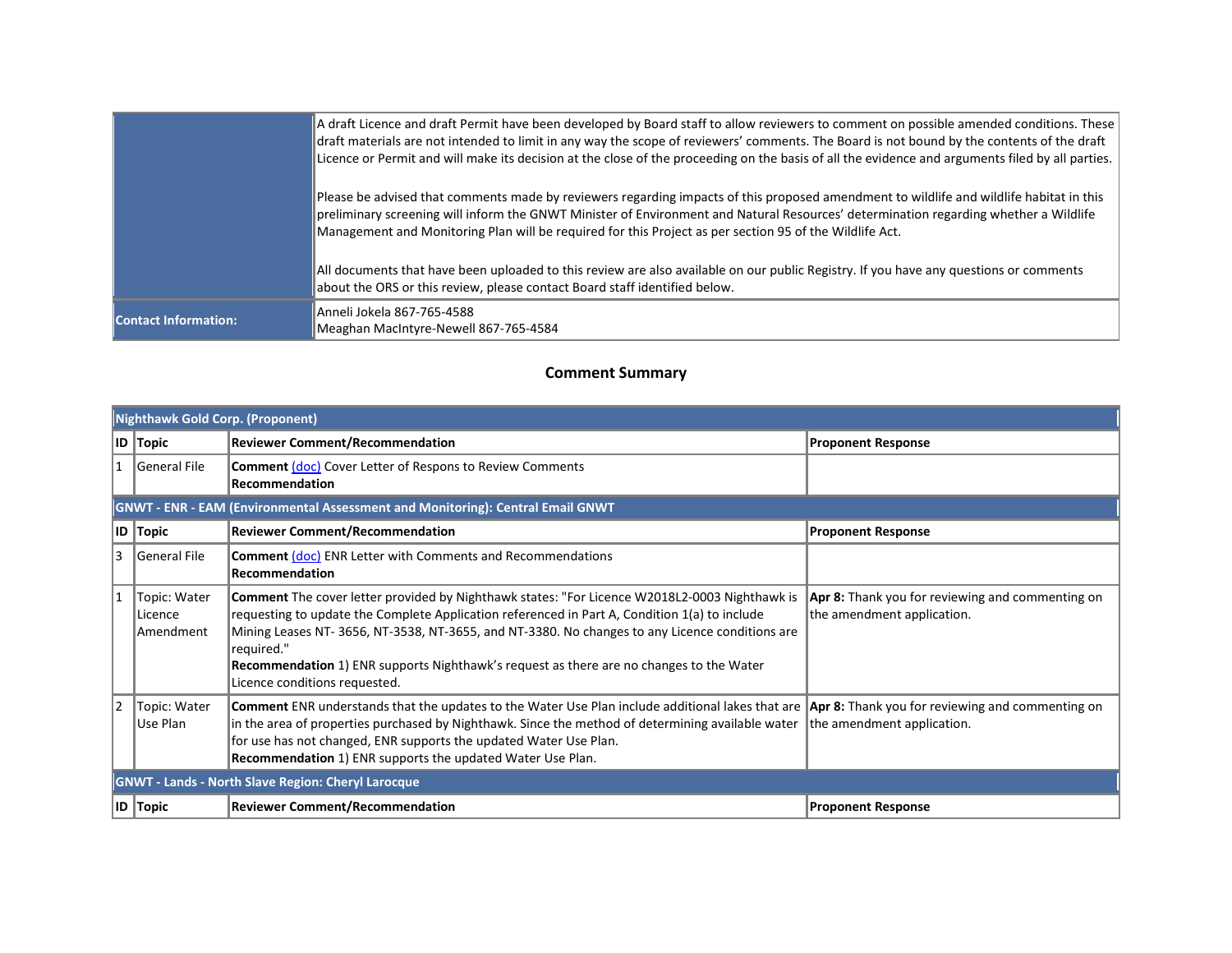| | |
|---|---|
| | A draft Licence and draft Permit have been developed by Board staff to allow reviewers to comment on possible amended conditions. These draft materials are not intended to limit in any way the scope of reviewers' comments. The Board is not bound by the contents of the draft Licence or Permit and will make its decision at the close of the proceeding on the basis of all the evidence and arguments filed by all parties.<br><br>Please be advised that comments made by reviewers regarding impacts of this proposed amendment to wildlife and wildlife habitat in this preliminary screening will inform the GNWT Minister of Environment and Natural Resources' determination regarding whether a Wildlife Management and Monitoring Plan will be required for this Project as per section 95 of the Wildlife Act.<br><br>All documents that have been uploaded to this review are also available on our public Registry. If you have any questions or comments about the ORS or this review, please contact Board staff identified below. |
| **Contact Information:** | Anneli Jokela 867-765-4588<br>Meaghan MacIntyre-Newell 867-765-4584 |

## Comment Summary

| ID | Topic | Reviewer Comment/Recommendation | Proponent Response |
|---|---|---|---|
| **Nighthawk Gold Corp. (Proponent)** | | | |
| **ID** | **Topic** | **Reviewer Comment/Recommendation** | **Proponent Response** |
| 1 | General File | **Comment** (doc) Cover Letter of Respons to Review Comments<br>**Recommendation** | |
| **GNWT - ENR - EAM (Environmental Assessment and Monitoring): Central Email GNWT** | | | |
| **ID** | **Topic** | **Reviewer Comment/Recommendation** | **Proponent Response** |
| 3 | General File | **Comment** (doc) ENR Letter with Comments and Recommendations<br>**Recommendation** | |
| 1 | Topic: Water Licence Amendment | **Comment** The cover letter provided by Nighthawk states: "For Licence W2018L2-0003 Nighthawk is requesting to update the Complete Application referenced in Part A, Condition 1(a) to include Mining Leases NT- 3656, NT-3538, NT-3655, and NT-3380. No changes to any Licence conditions are required."<br>**Recommendation** 1) ENR supports Nighthawk's request as there are no changes to the Water Licence conditions requested. | **Apr 8:** Thank you for reviewing and commenting on the amendment application. |
| 2 | Topic: Water Use Plan | **Comment** ENR understands that the updates to the Water Use Plan include additional lakes that are in the area of properties purchased by Nighthawk. Since the method of determining available water for use has not changed, ENR supports the updated Water Use Plan.<br>**Recommendation** 1) ENR supports the updated Water Use Plan. | **Apr 8:** Thank you for reviewing and commenting on the amendment application. |
| **GNWT - Lands - North Slave Region: Cheryl Larocque** | | | |
| **ID** | **Topic** | **Reviewer Comment/Recommendation** | **Proponent Response** |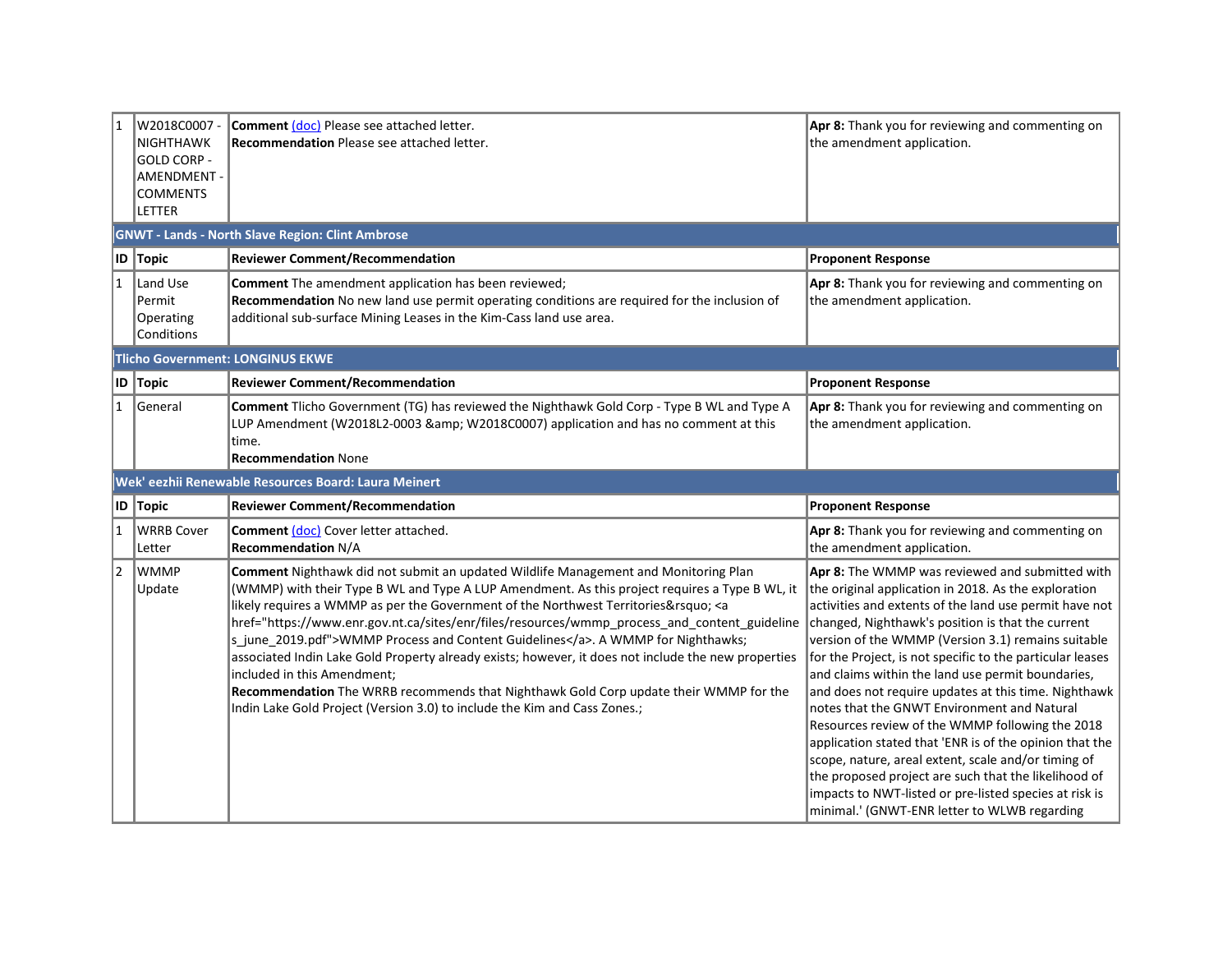| | | | |
|---|---|---|---|
| 1 | W2018C0007 - NIGHTHAWK GOLD CORP - AMENDMENT - COMMENTS LETTER | **Comment** (doc) Please see attached letter.<br>**Recommendation** Please see attached letter. | **Apr 8:** Thank you for reviewing and commenting on the amendment application. |

**GNWT - Lands - North Slave Region: Clint Ambrose**

| ID | Topic | Reviewer Comment/Recommendation | Proponent Response |
|---|---|---|---|
| 1 | Land Use Permit Operating Conditions | **Comment** The amendment application has been reviewed;<br>**Recommendation** No new land use permit operating conditions are required for the inclusion of additional sub-surface Mining Leases in the Kim-Cass land use area. | **Apr 8:** Thank you for reviewing and commenting on the amendment application. |

**Tlicho Government: LONGINUS EKWE**

| ID | Topic | Reviewer Comment/Recommendation | Proponent Response |
|---|---|---|---|
| 1 | General | **Comment** Tlicho Government (TG) has reviewed the Nighthawk Gold Corp - Type B WL and Type A LUP Amendment (W2018L2-0003 &amp; W2018C0007) application and has no comment at this time.<br>**Recommendation** None | **Apr 8:** Thank you for reviewing and commenting on the amendment application. |

**Wek' eezhii Renewable Resources Board: Laura Meinert**

| ID | Topic | Reviewer Comment/Recommendation | Proponent Response |
|---|---|---|---|
| 1 | WRRB Cover Letter | **Comment** (doc) Cover letter attached.<br>**Recommendation** N/A | **Apr 8:** Thank you for reviewing and commenting on the amendment application. |
| 2 | WMMP Update | **Comment** Nighthawk did not submit an updated Wildlife Management and Monitoring Plan (WMMP) with their Type B WL and Type A LUP Amendment. As this project requires a Type B WL, it likely requires a WMMP as per the Government of the Northwest Territories&rsquo; <a href="https://www.enr.gov.nt.ca/sites/enr/files/resources/wmmp_process_and_content_guidelines_june_2019.pdf">WMMP Process and Content Guidelines</a>. A WMMP for Nighthawks; associated Indin Lake Gold Property already exists; however, it does not include the new properties included in this Amendment;<br>**Recommendation** The WRRB recommends that Nighthawk Gold Corp update their WMMP for the Indin Lake Gold Project (Version 3.0) to include the Kim and Cass Zones.; | **Apr 8:** The WMMP was reviewed and submitted with the original application in 2018. As the exploration activities and extents of the land use permit have not changed, Nighthawk's position is that the current version of the WMMP (Version 3.1) remains suitable for the Project, is not specific to the particular leases and claims within the land use permit boundaries, and does not require updates at this time. Nighthawk notes that the GNWT Environment and Natural Resources review of the WMMP following the 2018 application stated that 'ENR is of the opinion that the scope, nature, areal extent, scale and/or timing of the proposed project are such that the likelihood of impacts to NWT-listed or pre-listed species at risk is minimal.' (GNWT-ENR letter to WLWB regarding |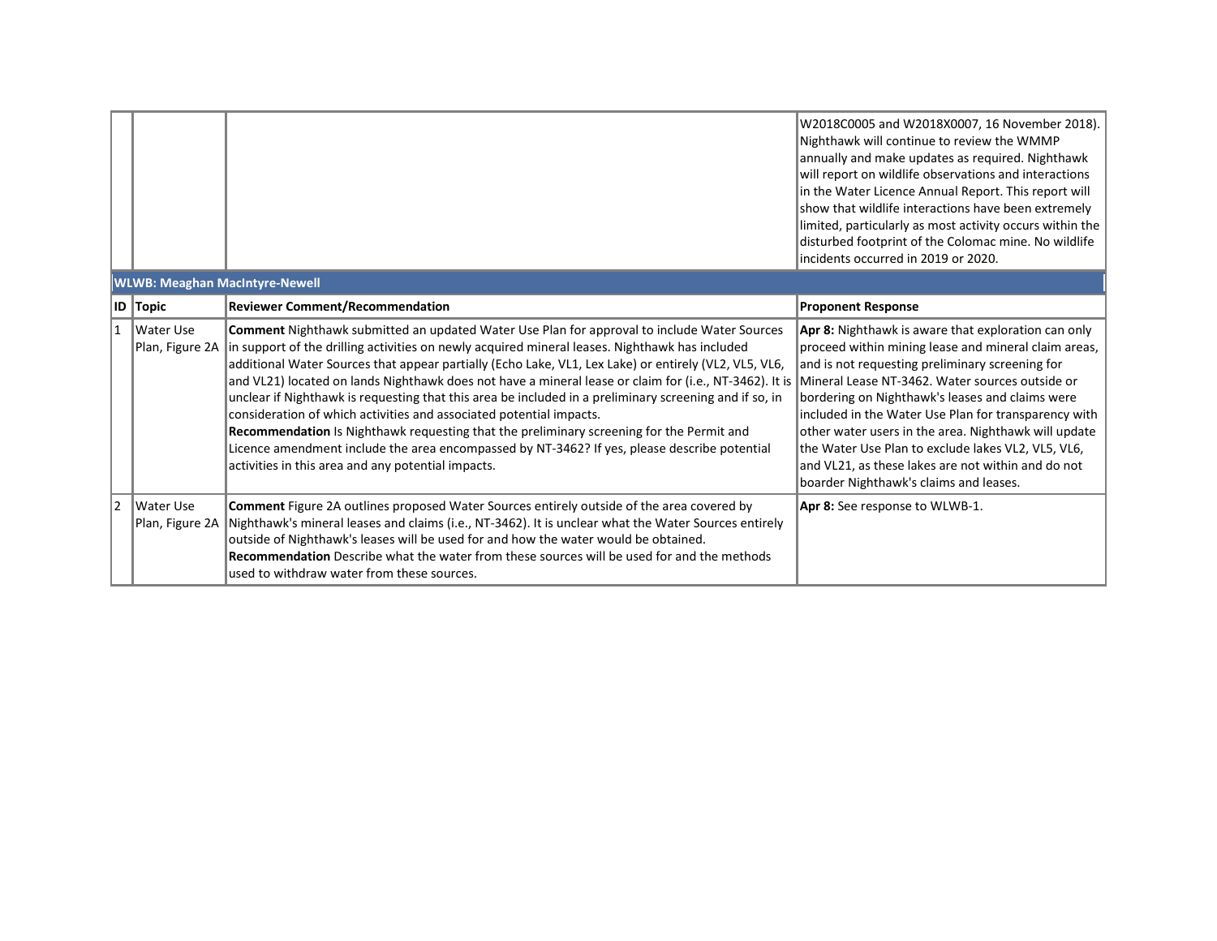| | | | |
|---|---|---|---|
| | | | W2018C0005 and W2018X0007, 16 November 2018). Nighthawk will continue to review the WMMP annually and make updates as required. Nighthawk will report on wildlife observations and interactions in the Water Licence Annual Report. This report will show that wildlife interactions have been extremely limited, particularly as most activity occurs within the disturbed footprint of the Colomac mine. No wildlife incidents occurred in 2019 or 2020. |

**WLWB: Meaghan MacIntyre-Newell**

| ID | Topic | Reviewer Comment/Recommendation | Proponent Response |
|---|---|---|---|
| 1 | Water Use Plan, Figure 2A | **Comment** Nighthawk submitted an updated Water Use Plan for approval to include Water Sources in support of the drilling activities on newly acquired mineral leases. Nighthawk has included additional Water Sources that appear partially (Echo Lake, VL1, Lex Lake) or entirely (VL2, VL5, VL6, and VL21) located on lands Nighthawk does not have a mineral lease or claim for (i.e., NT-3462). It is unclear if Nighthawk is requesting that this area be included in a preliminary screening and if so, in consideration of which activities and associated potential impacts.<br>**Recommendation** Is Nighthawk requesting that the preliminary screening for the Permit and Licence amendment include the area encompassed by NT-3462? If yes, please describe potential activities in this area and any potential impacts. | **Apr 8:** Nighthawk is aware that exploration can only proceed within mining lease and mineral claim areas, and is not requesting preliminary screening for Mineral Lease NT-3462. Water sources outside or bordering on Nighthawk's leases and claims were included in the Water Use Plan for transparency with other water users in the area. Nighthawk will update the Water Use Plan to exclude lakes VL2, VL5, VL6, and VL21, as these lakes are not within and do not boarder Nighthawk's claims and leases. |
| 2 | Water Use Plan, Figure 2A | **Comment** Figure 2A outlines proposed Water Sources entirely outside of the area covered by Nighthawk's mineral leases and claims (i.e., NT-3462). It is unclear what the Water Sources entirely outside of Nighthawk's leases will be used for and how the water would be obtained.<br>**Recommendation** Describe what the water from these sources will be used for and the methods used to withdraw water from these sources. | **Apr 8:** See response to WLWB-1. |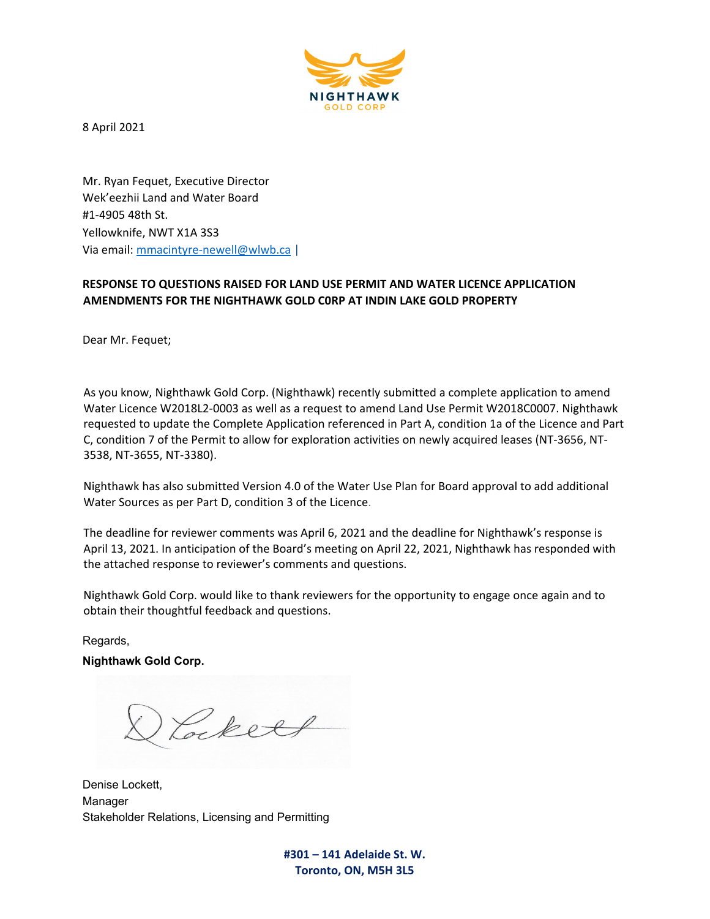NIGHTHAWK
GOLD CORP

8 April 2021

Mr. Ryan Fequet, Executive Director
Wek'eezhii Land and Water Board
#1-4905 48th St.
Yellowknife, NWT X1A 3S3
Via email: mmacintyre-newell@wlwb.ca |

**RESPONSE TO QUESTIONS RAISED FOR LAND USE PERMIT AND WATER LICENCE APPLICATION AMENDMENTS FOR THE NIGHTHAWK GOLD C0RP AT INDIN LAKE GOLD PROPERTY**

Dear Mr. Fequet;

As you know, Nighthawk Gold Corp. (Nighthawk) recently submitted a complete application to amend Water Licence W2018L2-0003 as well as a request to amend Land Use Permit W2018C0007. Nighthawk requested to update the Complete Application referenced in Part A, condition 1a of the Licence and Part C, condition 7 of the Permit to allow for exploration activities on newly acquired leases (NT-3656, NT-3538, NT-3655, NT-3380).

Nighthawk has also submitted Version 4.0 of the Water Use Plan for Board approval to add additional Water Sources as per Part D, condition 3 of the Licence.

The deadline for reviewer comments was April 6, 2021 and the deadline for Nighthawk's response is April 13, 2021. In anticipation of the Board's meeting on April 22, 2021, Nighthawk has responded with the attached response to reviewer's comments and questions.

Nighthawk Gold Corp. would like to thank reviewers for the opportunity to engage once again and to obtain their thoughtful feedback and questions.

Regards,

**Nighthawk Gold Corp.**

D Lockett

Denise Lockett,
Manager
Stakeholder Relations, Licensing and Permitting

**#301 – 141 Adelaide St. W.**
**Toronto, ON, M5H 3L5**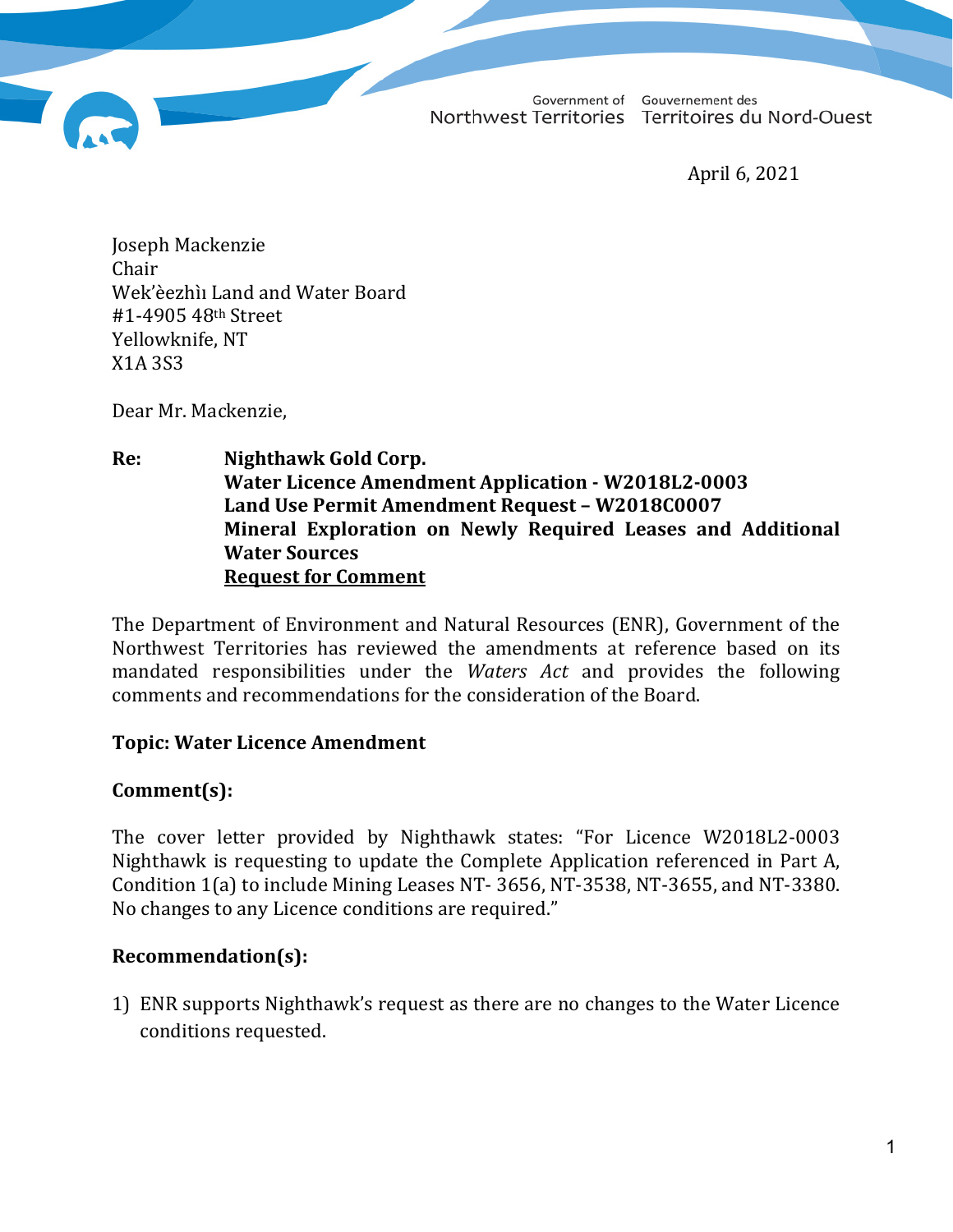Government of Northwest Territories | Gouvernement des Territoires du Nord-Ouest

April 6, 2021

Joseph Mackenzie
Chair
Wek'èezhìı Land and Water Board
#1-4905 48th Street
Yellowknife, NT
X1A 3S3

Dear Mr. Mackenzie,

**Re: Nighthawk Gold Corp.**
**Water Licence Amendment Application - W2018L2-0003**
**Land Use Permit Amendment Request – W2018C0007**
**Mineral Exploration on Newly Required Leases and Additional Water Sources**
**<u>Request for Comment</u>**

The Department of Environment and Natural Resources (ENR), Government of the Northwest Territories has reviewed the amendments at reference based on its mandated responsibilities under the *Waters Act* and provides the following comments and recommendations for the consideration of the Board.

**Topic: Water Licence Amendment**

**Comment(s):**

The cover letter provided by Nighthawk states: "For Licence W2018L2-0003 Nighthawk is requesting to update the Complete Application referenced in Part A, Condition 1(a) to include Mining Leases NT- 3656, NT-3538, NT-3655, and NT-3380. No changes to any Licence conditions are required."

**Recommendation(s):**

1) ENR supports Nighthawk's request as there are no changes to the Water Licence conditions requested.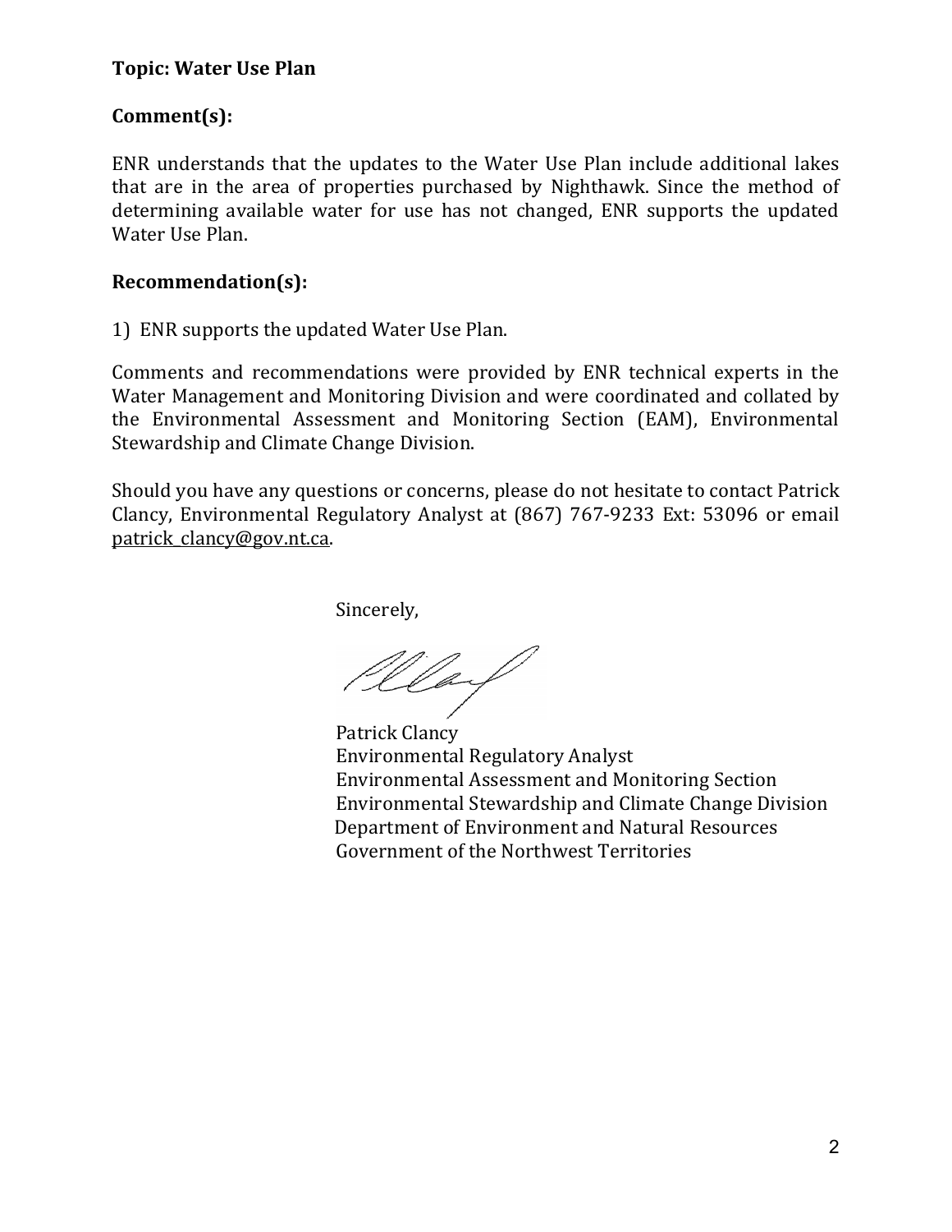**Topic: Water Use Plan**

**Comment(s):**

ENR understands that the updates to the Water Use Plan include additional lakes that are in the area of properties purchased by Nighthawk. Since the method of determining available water for use has not changed, ENR supports the updated Water Use Plan.

**Recommendation(s):**

1) ENR supports the updated Water Use Plan.

Comments and recommendations were provided by ENR technical experts in the Water Management and Monitoring Division and were coordinated and collated by the Environmental Assessment and Monitoring Section (EAM), Environmental Stewardship and Climate Change Division.

Should you have any questions or concerns, please do not hesitate to contact Patrick Clancy, Environmental Regulatory Analyst at (867) 767-9233 Ext: 53096 or email patrick_clancy@gov.nt.ca.

Sincerely,

Patrick Clancy
Environmental Regulatory Analyst
Environmental Assessment and Monitoring Section
Environmental Stewardship and Climate Change Division
Department of Environment and Natural Resources
Government of the Northwest Territories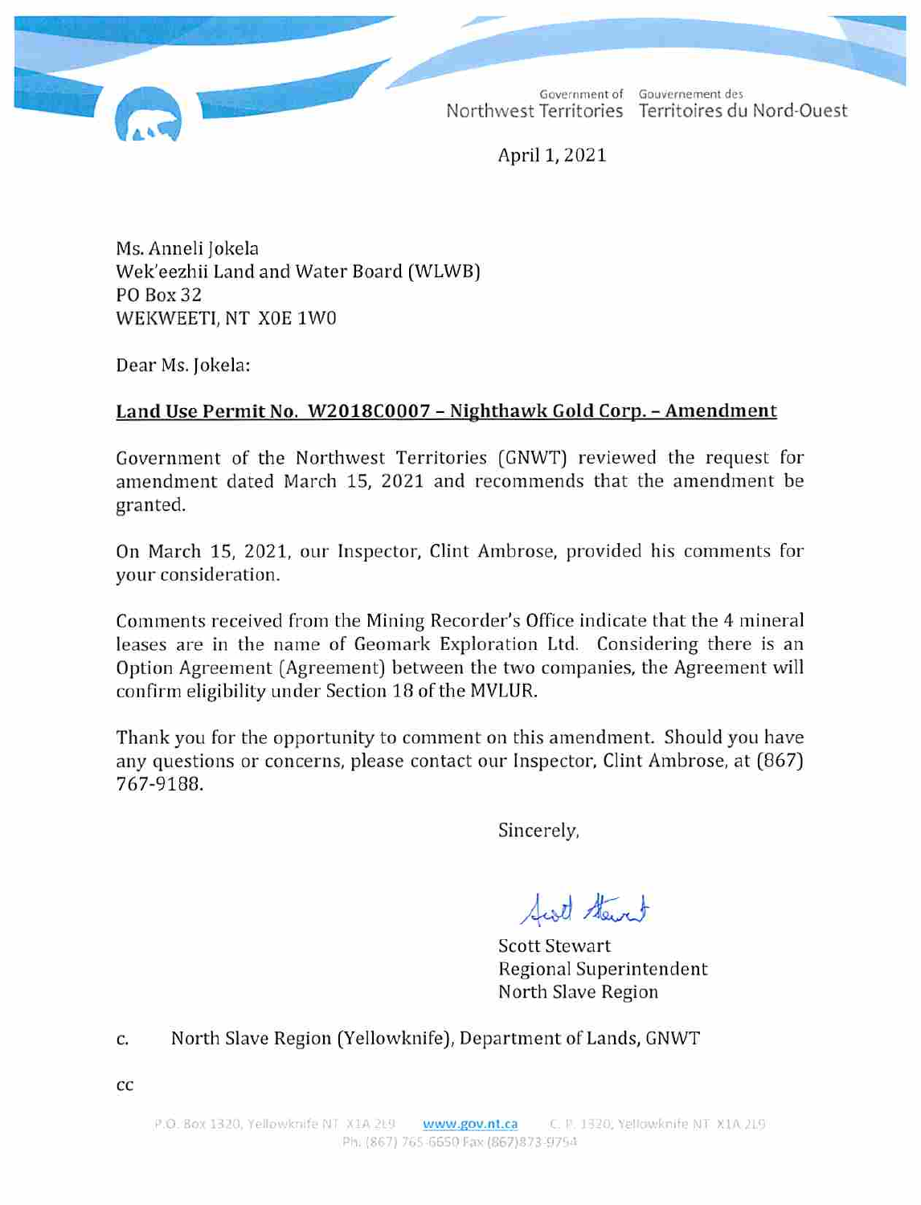Government of Northwest Territories  Gouvernement des Territoires du Nord-Ouest

April 1, 2021

Ms. Anneli Jokela
Wek'eezhii Land and Water Board (WLWB)
PO Box 32
WEKWEETI, NT X0E 1W0

Dear Ms. Jokela:

**Land Use Permit No. W2018C0007 – Nighthawk Gold Corp. – Amendment**

Government of the Northwest Territories (GNWT) reviewed the request for amendment dated March 15, 2021 and recommends that the amendment be granted.

On March 15, 2021, our Inspector, Clint Ambrose, provided his comments for your consideration.

Comments received from the Mining Recorder's Office indicate that the 4 mineral leases are in the name of Geomark Exploration Ltd. Considering there is an Option Agreement (Agreement) between the two companies, the Agreement will confirm eligibility under Section 18 of the MVLUR.

Thank you for the opportunity to comment on this amendment. Should you have any questions or concerns, please contact our Inspector, Clint Ambrose, at (867) 767-9188.

Sincerely,

Scott Stewart
Regional Superintendent
North Slave Region

c. North Slave Region (Yellowknife), Department of Lands, GNWT

cc

P.O. Box 1320, Yellowknife NT X1A 2L9 www.gov.nt.ca C. P. 1320, Yellowknife NT X1A 2L9
Ph. (867) 765-6650 Fax (867)873-9754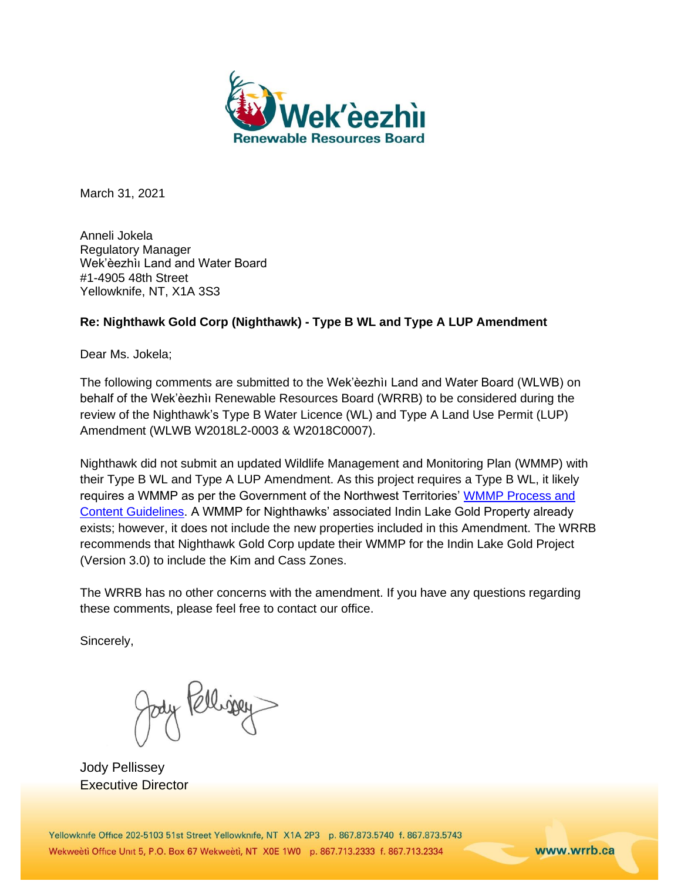Wek'èezhìı Renewable Resources Board

March 31, 2021

Anneli Jokela
Regulatory Manager
Wek'èezhìı Land and Water Board
#1-4905 48th Street
Yellowknife, NT, X1A 3S3

**Re: Nighthawk Gold Corp (Nighthawk) - Type B WL and Type A LUP Amendment**

Dear Ms. Jokela;

The following comments are submitted to the Wek'èezhìı Land and Water Board (WLWB) on behalf of the Wek'èezhìı Renewable Resources Board (WRRB) to be considered during the review of the Nighthawk's Type B Water Licence (WL) and Type A Land Use Permit (LUP) Amendment (WLWB W2018L2-0003 & W2018C0007).

Nighthawk did not submit an updated Wildlife Management and Monitoring Plan (WMMP) with their Type B WL and Type A LUP Amendment. As this project requires a Type B WL, it likely requires a WMMP as per the Government of the Northwest Territories' WMMP Process and Content Guidelines. A WMMP for Nighthawks' associated Indin Lake Gold Property already exists; however, it does not include the new properties included in this Amendment. The WRRB recommends that Nighthawk Gold Corp update their WMMP for the Indin Lake Gold Project (Version 3.0) to include the Kim and Cass Zones.

The WRRB has no other concerns with the amendment. If you have any questions regarding these comments, please feel free to contact our office.

Sincerely,

Jody Pellissey
Executive Director

Yellowknife Office 202-5103 51st Street Yellowknife, NT X1A 2P3 p. 867.873.5740 f. 867.873.5743
Wekweètì Office Unit 5, P.O. Box 67 Wekweètì, NT X0E 1W0 p. 867.713.2333 f. 867.713.2334
www.wrrb.ca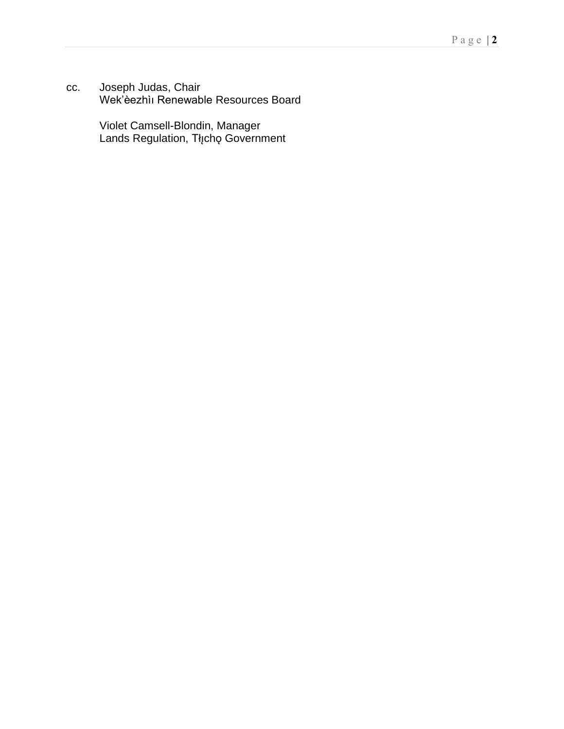cc. Joseph Judas, Chair
Wek'èezhìı Renewable Resources Board

Violet Camsell-Blondin, Manager
Lands Regulation, Tłı̨chǫ Government